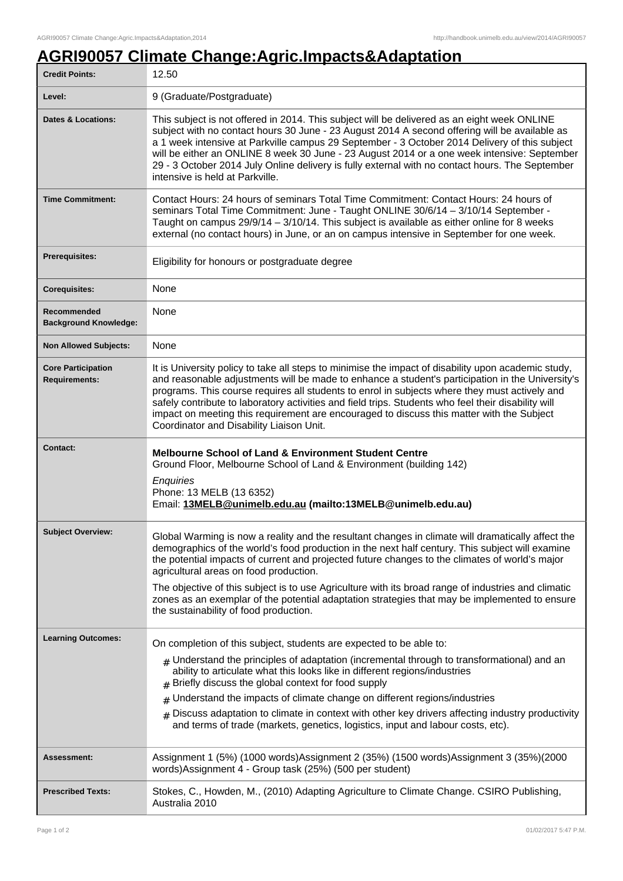# AGRI90057 Climate Change:Agric.Impacts&Adaptation

| | |
|---|---|
| **Credit Points:** | 12.50 |
| **Level:** | 9 (Graduate/Postgraduate) |
| **Dates & Locations:** | This subject is not offered in 2014. This subject will be delivered as an eight week ONLINE subject with no contact hours 30 June - 23 August 2014 A second offering will be available as a 1 week intensive at Parkville campus 29 September - 3 October 2014 Delivery of this subject will be either an ONLINE 8 week 30 June - 23 August 2014 or a one week intensive: September 29 - 3 October 2014 July Online delivery is fully external with no contact hours. The September intensive is held at Parkville. |
| **Time Commitment:** | Contact Hours: 24 hours of seminars Total Time Commitment: Contact Hours: 24 hours of seminars Total Time Commitment: June - Taught ONLINE 30/6/14 – 3/10/14 September - Taught on campus 29/9/14 – 3/10/14. This subject is available as either online for 8 weeks external (no contact hours) in June, or an on campus intensive in September for one week. |
| **Prerequisites:** | Eligibility for honours or postgraduate degree |
| **Corequisites:** | None |
| **Recommended Background Knowledge:** | None |
| **Non Allowed Subjects:** | None |
| **Core Participation Requirements:** | It is University policy to take all steps to minimise the impact of disability upon academic study, and reasonable adjustments will be made to enhance a student's participation in the University's programs. This course requires all students to enrol in subjects where they must actively and safely contribute to laboratory activities and field trips. Students who feel their disability will impact on meeting this requirement are encouraged to discuss this matter with the Subject Coordinator and Disability Liaison Unit. |
| **Contact:** | **Melbourne School of Land & Environment Student Centre**<br>Ground Floor, Melbourne School of Land & Environment (building 142)<br>*Enquiries*<br>Phone: 13 MELB (13 6352)<br>Email: **13MELB@unimelb.edu.au (mailto:13MELB@unimelb.edu.au)** |
| **Subject Overview:** | Global Warming is now a reality and the resultant changes in climate will dramatically affect the demographics of the world's food production in the next half century. This subject will examine the potential impacts of current and projected future changes to the climates of world's major agricultural areas on food production.<br>The objective of this subject is to use Agriculture with its broad range of industries and climatic zones as an exemplar of the potential adaptation strategies that may be implemented to ensure the sustainability of food production. |
| **Learning Outcomes:** | On completion of this subject, students are expected to be able to:<br># Understand the principles of adaptation (incremental through to transformational) and an ability to articulate what this looks like in different regions/industries<br># Briefly discuss the global context for food supply<br># Understand the impacts of climate change on different regions/industries<br># Discuss adaptation to climate in context with other key drivers affecting industry productivity and terms of trade (markets, genetics, logistics, input and labour costs, etc). |
| **Assessment:** | Assignment 1 (5%) (1000 words)Assignment 2 (35%) (1500 words)Assignment 3 (35%)(2000 words)Assignment 4 - Group task (25%) (500 per student) |
| **Prescribed Texts:** | Stokes, C., Howden, M., (2010) Adapting Agriculture to Climate Change. CSIRO Publishing, Australia 2010 |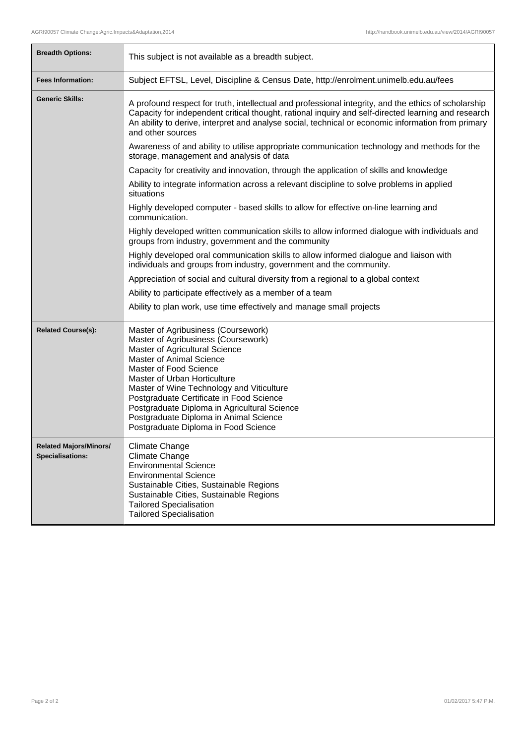| | |
|---|---|
| **Breadth Options:** | This subject is not available as a breadth subject. |
| **Fees Information:** | Subject EFTSL, Level, Discipline & Census Date, http://enrolment.unimelb.edu.au/fees |
| **Generic Skills:** | A profound respect for truth, intellectual and professional integrity, and the ethics of scholarship Capacity for independent critical thought, rational inquiry and self-directed learning and research An ability to derive, interpret and analyse social, technical or economic information from primary and other sources<br><br>Awareness of and ability to utilise appropriate communication technology and methods for the storage, management and analysis of data<br><br>Capacity for creativity and innovation, through the application of skills and knowledge<br><br>Ability to integrate information across a relevant discipline to solve problems in applied situations<br><br>Highly developed computer - based skills to allow for effective on-line learning and communication.<br><br>Highly developed written communication skills to allow informed dialogue with individuals and groups from industry, government and the community<br><br>Highly developed oral communication skills to allow informed dialogue and liaison with individuals and groups from industry, government and the community.<br><br>Appreciation of social and cultural diversity from a regional to a global context<br><br>Ability to participate effectively as a member of a team<br><br>Ability to plan work, use time effectively and manage small projects |
| **Related Course(s):** | Master of Agribusiness (Coursework)<br>Master of Agribusiness (Coursework)<br>Master of Agricultural Science<br>Master of Animal Science<br>Master of Food Science<br>Master of Urban Horticulture<br>Master of Wine Technology and Viticulture<br>Postgraduate Certificate in Food Science<br>Postgraduate Diploma in Agricultural Science<br>Postgraduate Diploma in Animal Science<br>Postgraduate Diploma in Food Science |
| **Related Majors/Minors/ Specialisations:** | Climate Change<br>Climate Change<br>Environmental Science<br>Environmental Science<br>Sustainable Cities, Sustainable Regions<br>Sustainable Cities, Sustainable Regions<br>Tailored Specialisation<br>Tailored Specialisation |